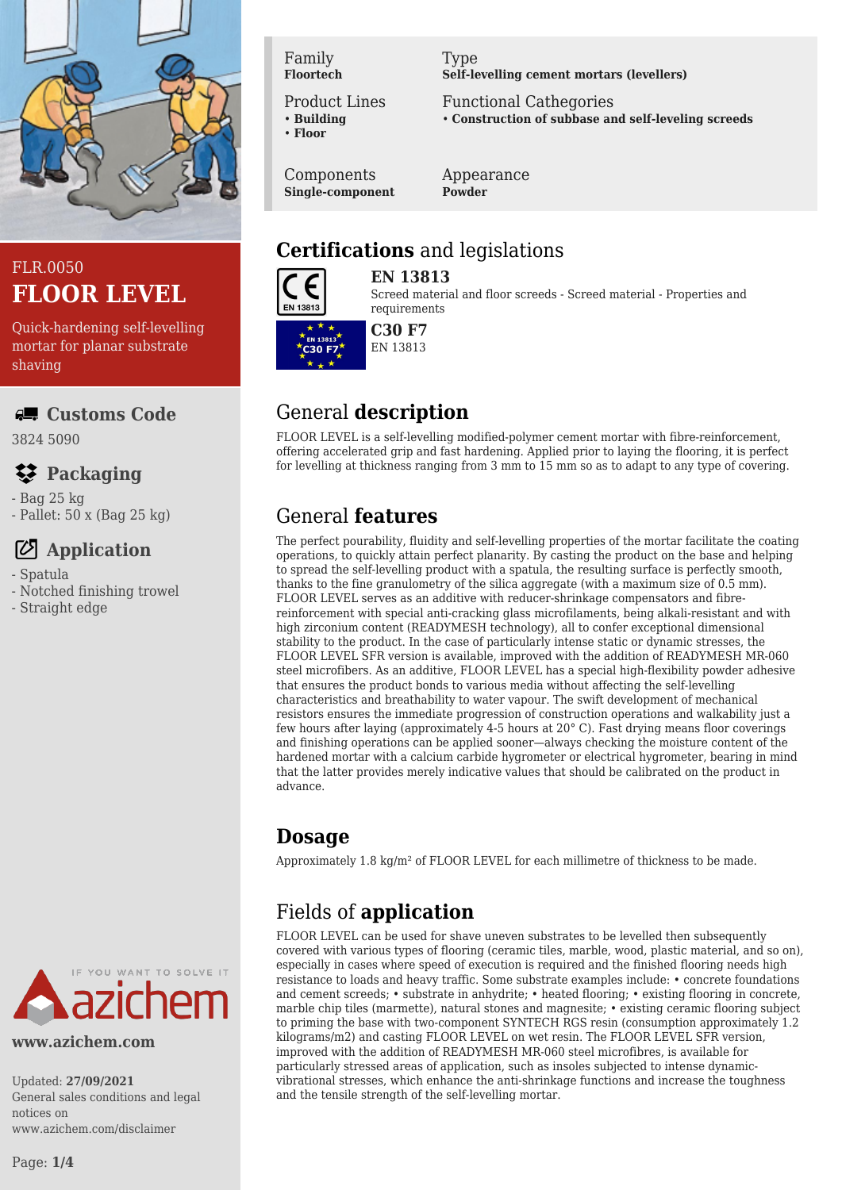FLR.0050

# FLOOR LEVEL

Quick-hardening self-levelling mortar for planar substrate shaving

## Customs Code

3824 5090

## Packaging

- Bag 25 kg
- Pallet: 50 x (Bag 25 kg)

## Application

- Spatula
- Notched finishing trowel
- Straight edge

IF YOU WANT TO SOLVE IT azichem

**www.azichem.com**

Updated: **27/09/2021**
General sales conditions and legal notices on www.azichem.com/disclaimer

| Family | Type |
|---|---|
| **Floortech** | **Self-levelling cement mortars (levellers)** |
| Product Lines | Functional Cathegories |
| • **Building** • **Floor** | • **Construction of subbase and self-leveling screeds** |
| Components | Appearance |
| **Single-component** | **Powder** |

## Certifications and legislations

**EN 13813**
Screed material and floor screeds - Screed material - Properties and requirements

**C30 F7**
EN 13813

## General description

FLOOR LEVEL is a self-levelling modified-polymer cement mortar with fibre-reinforcement, offering accelerated grip and fast hardening. Applied prior to laying the flooring, it is perfect for levelling at thickness ranging from 3 mm to 15 mm so as to adapt to any type of covering.

## General features

The perfect pourability, fluidity and self-levelling properties of the mortar facilitate the coating operations, to quickly attain perfect planarity. By casting the product on the base and helping to spread the self-levelling product with a spatula, the resulting surface is perfectly smooth, thanks to the fine granulometry of the silica aggregate (with a maximum size of 0.5 mm). FLOOR LEVEL serves as an additive with reducer-shrinkage compensators and fibre-reinforcement with special anti-cracking glass microfilaments, being alkali-resistant and with high zirconium content (READYMESH technology), all to confer exceptional dimensional stability to the product. In the case of particularly intense static or dynamic stresses, the FLOOR LEVEL SFR version is available, improved with the addition of READYMESH MR-060 steel microfibers. As an additive, FLOOR LEVEL has a special high-flexibility powder adhesive that ensures the product bonds to various media without affecting the self-levelling characteristics and breathability to water vapour. The swift development of mechanical resistors ensures the immediate progression of construction operations and walkability just a few hours after laying (approximately 4-5 hours at 20° C). Fast drying means floor coverings and finishing operations can be applied sooner—always checking the moisture content of the hardened mortar with a calcium carbide hygrometer or electrical hygrometer, bearing in mind that the latter provides merely indicative values that should be calibrated on the product in advance.

## Dosage

Approximately 1.8 kg/m² of FLOOR LEVEL for each millimetre of thickness to be made.

## Fields of application

FLOOR LEVEL can be used for shave uneven substrates to be levelled then subsequently covered with various types of flooring (ceramic tiles, marble, wood, plastic material, and so on), especially in cases where speed of execution is required and the finished flooring needs high resistance to loads and heavy traffic. Some substrate examples include: • concrete foundations and cement screeds; • substrate in anhydrite; • heated flooring; • existing flooring in concrete, marble chip tiles (marmette), natural stones and magnesite; • existing ceramic flooring subject to priming the base with two-component SYNTECH RGS resin (consumption approximately 1.2 kilograms/m2) and casting FLOOR LEVEL on wet resin. The FLOOR LEVEL SFR version, improved with the addition of READYMESH MR-060 steel microfibres, is available for particularly stressed areas of application, such as insoles subjected to intense dynamic-vibrational stresses, which enhance the anti-shrinkage functions and increase the toughness and the tensile strength of the self-levelling mortar.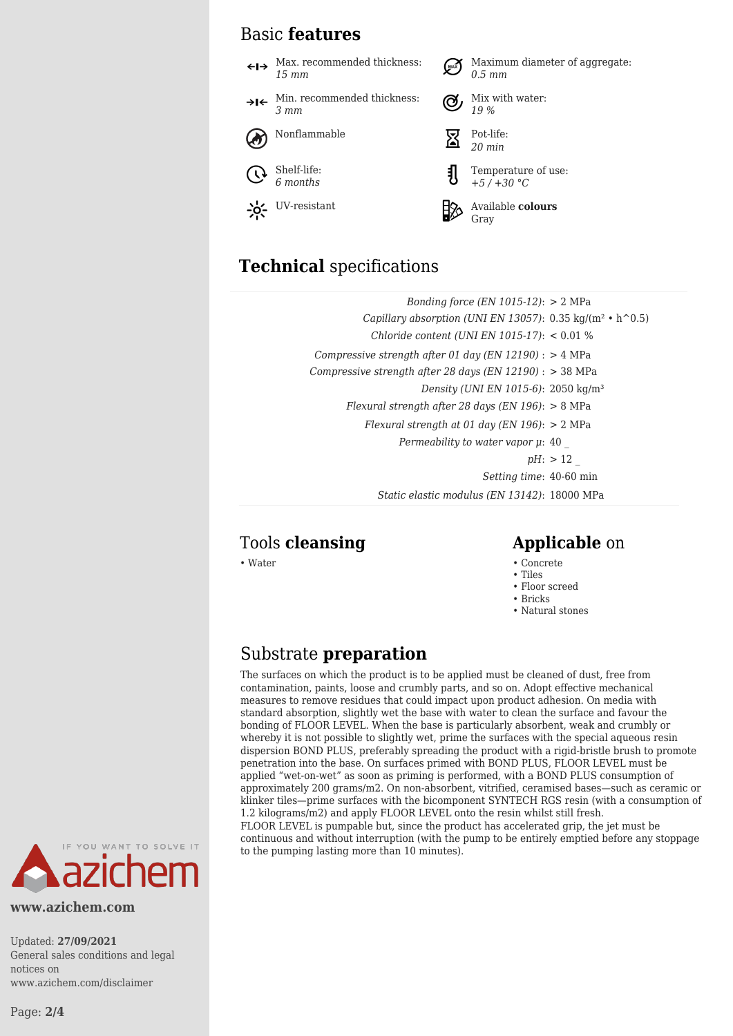## Basic **features**

- Max. recommended thickness: *15 mm*
- Maximum diameter of aggregate: *0.5 mm*
- Min. recommended thickness: *3 mm*
- Mix with water: *19 %*
- Nonflammable
- Pot-life: *20 min*
- Shelf-life: *6 months*
- Temperature of use: *+5 / +30 °C*
- UV-resistant
- Available **colours** Gray

## **Technical** specifications

| | |
|---|---|
| *Bonding force (EN 1015-12)*: | > 2 MPa |
| *Capillary absorption (UNI EN 13057)*: | 0.35 kg/(m² • h^0.5) |
| *Chloride content (UNI EN 1015-17)*: | < 0.01 % |
| *Compressive strength after 01 day (EN 12190)* : | > 4 MPa |
| *Compressive strength after 28 days (EN 12190)* : | > 38 MPa |
| *Density (UNI EN 1015-6)*: | 2050 kg/m³ |
| *Flexural strength after 28 days (EN 196)*: | > 8 MPa |
| *Flexural strength at 01 day (EN 196)*: | > 2 MPa |
| *Permeability to water vapor μ*: | 40 _ |
| *pH*: | > 12 _ |
| *Setting time*: | 40-60 min |
| *Static elastic modulus (EN 13142)*: | 18000 MPa |

## Tools **cleansing**

- Water

## **Applicable** on

- Concrete
- Tiles
- Floor screed
- Bricks
- Natural stones

## Substrate **preparation**

The surfaces on which the product is to be applied must be cleaned of dust, free from contamination, paints, loose and crumbly parts, and so on. Adopt effective mechanical measures to remove residues that could impact upon product adhesion. On media with standard absorption, slightly wet the base with water to clean the surface and favour the bonding of FLOOR LEVEL. When the base is particularly absorbent, weak and crumbly or whereby it is not possible to slightly wet, prime the surfaces with the special aqueous resin dispersion BOND PLUS, preferably spreading the product with a rigid-bristle brush to promote penetration into the base. On surfaces primed with BOND PLUS, FLOOR LEVEL must be applied "wet-on-wet" as soon as priming is performed, with a BOND PLUS consumption of approximately 200 grams/m2. On non-absorbent, vitrified, ceramised bases—such as ceramic or klinker tiles—prime surfaces with the bicomponent SYNTECH RGS resin (with a consumption of 1.2 kilograms/m2) and apply FLOOR LEVEL onto the resin whilst still fresh.
FLOOR LEVEL is pumpable but, since the product has accelerated grip, the jet must be continuous and without interruption (with the pump to be entirely emptied before any stoppage to the pumping lasting more than 10 minutes).

IF YOU WANT TO SOLVE IT azichem

**www.azichem.com**

Updated: **27/09/2021**
General sales conditions and legal notices on www.azichem.com/disclaimer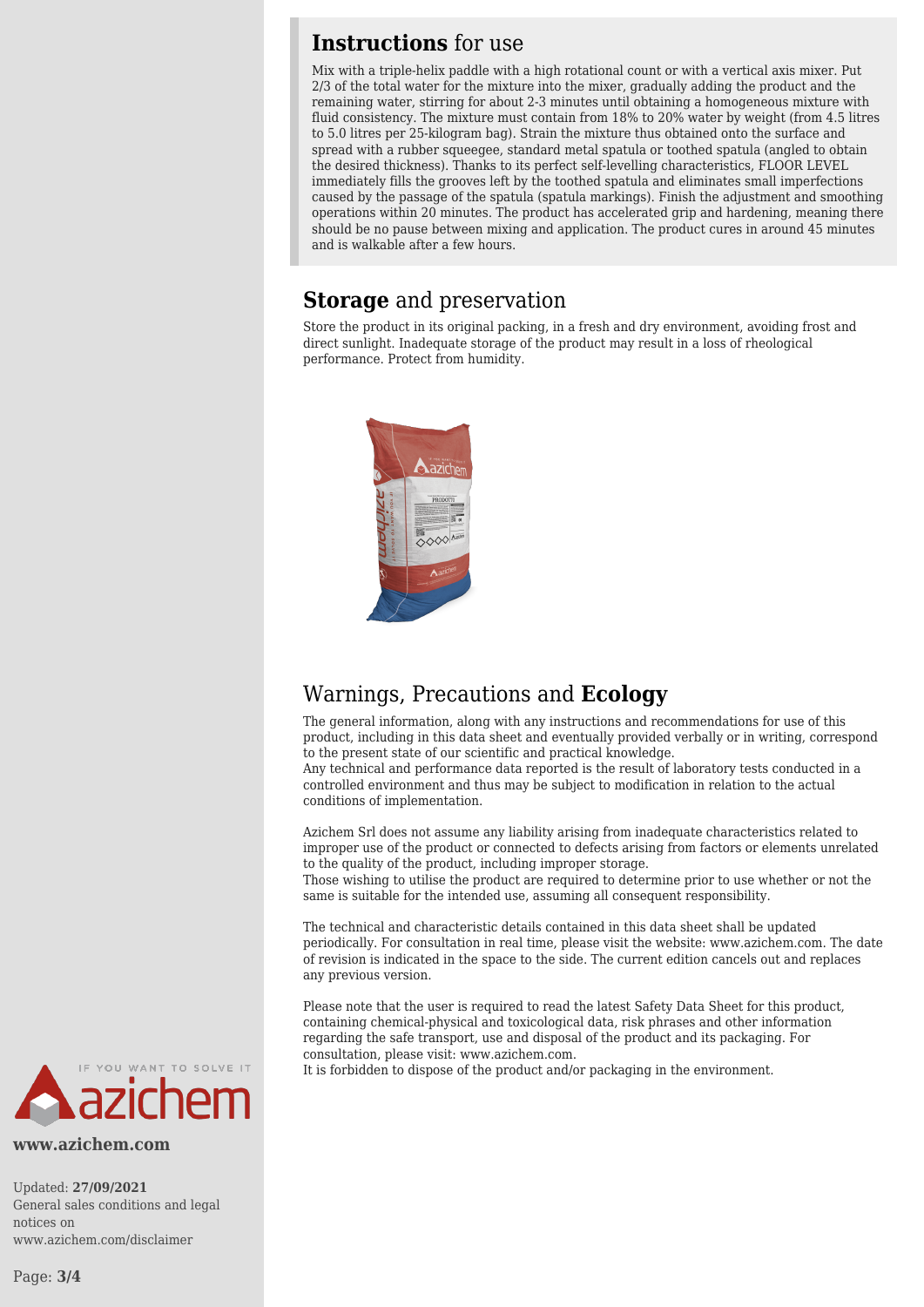## **Instructions** for use

Mix with a triple-helix paddle with a high rotational count or with a vertical axis mixer. Put 2/3 of the total water for the mixture into the mixer, gradually adding the product and the remaining water, stirring for about 2-3 minutes until obtaining a homogeneous mixture with fluid consistency. The mixture must contain from 18% to 20% water by weight (from 4.5 litres to 5.0 litres per 25-kilogram bag). Strain the mixture thus obtained onto the surface and spread with a rubber squeegee, standard metal spatula or toothed spatula (angled to obtain the desired thickness). Thanks to its perfect self-levelling characteristics, FLOOR LEVEL immediately fills the grooves left by the toothed spatula and eliminates small imperfections caused by the passage of the spatula (spatula markings). Finish the adjustment and smoothing operations within 20 minutes. The product has accelerated grip and hardening, meaning there should be no pause between mixing and application. The product cures in around 45 minutes and is walkable after a few hours.

## **Storage** and preservation

Store the product in its original packing, in a fresh and dry environment, avoiding frost and direct sunlight. Inadequate storage of the product may result in a loss of rheological performance. Protect from humidity.

## Warnings, Precautions and **Ecology**

The general information, along with any instructions and recommendations for use of this product, including in this data sheet and eventually provided verbally or in writing, correspond to the present state of our scientific and practical knowledge.
Any technical and performance data reported is the result of laboratory tests conducted in a controlled environment and thus may be subject to modification in relation to the actual conditions of implementation.

Azichem Srl does not assume any liability arising from inadequate characteristics related to improper use of the product or connected to defects arising from factors or elements unrelated to the quality of the product, including improper storage.
Those wishing to utilise the product are required to determine prior to use whether or not the same is suitable for the intended use, assuming all consequent responsibility.

The technical and characteristic details contained in this data sheet shall be updated periodically. For consultation in real time, please visit the website: www.azichem.com. The date of revision is indicated in the space to the side. The current edition cancels out and replaces any previous version.

Please note that the user is required to read the latest Safety Data Sheet for this product, containing chemical-physical and toxicological data, risk phrases and other information regarding the safe transport, use and disposal of the product and its packaging. For consultation, please visit: www.azichem.com.
It is forbidden to dispose of the product and/or packaging in the environment.

IF YOU WANT TO SOLVE IT azichem

**www.azichem.com**

Updated: **27/09/2021**
General sales conditions and legal notices on www.azichem.com/disclaimer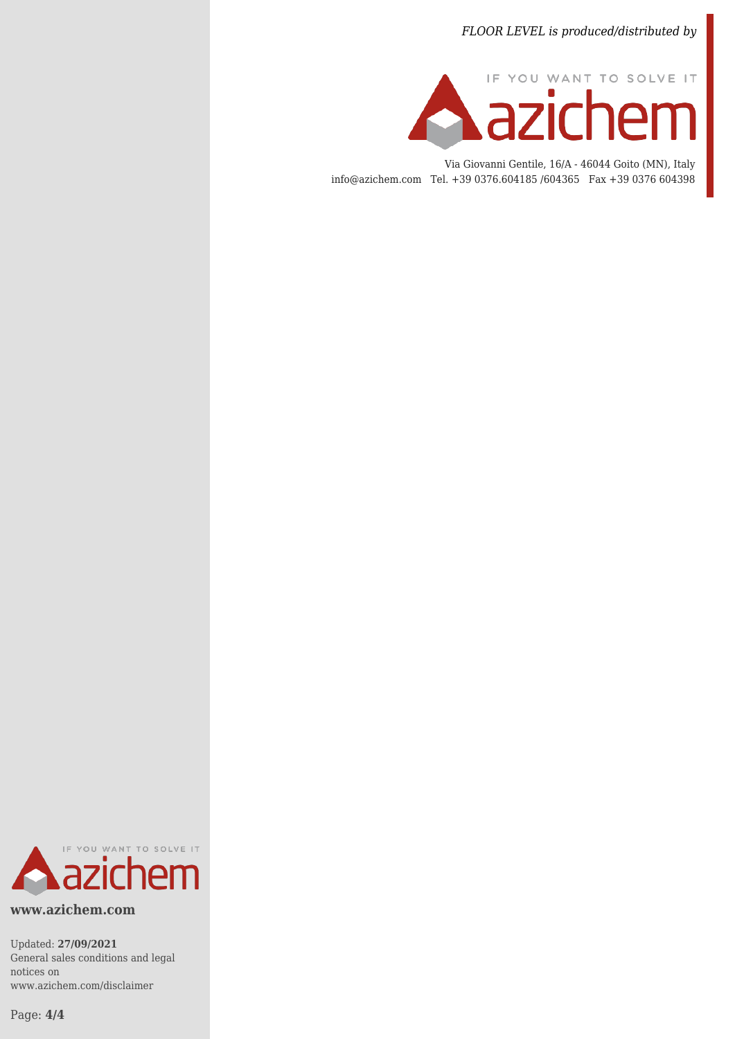*FLOOR LEVEL is produced/distributed by*

IF YOU WANT TO SOLVE IT

azichem

Via Giovanni Gentile, 16/A - 46044 Goito (MN), Italy
info@azichem.com Tel. +39 0376.604185 /604365 Fax +39 0376 604398

IF YOU WANT TO SOLVE IT

azichem

**www.azichem.com**

Updated: **27/09/2021**
General sales conditions and legal notices on www.azichem.com/disclaimer